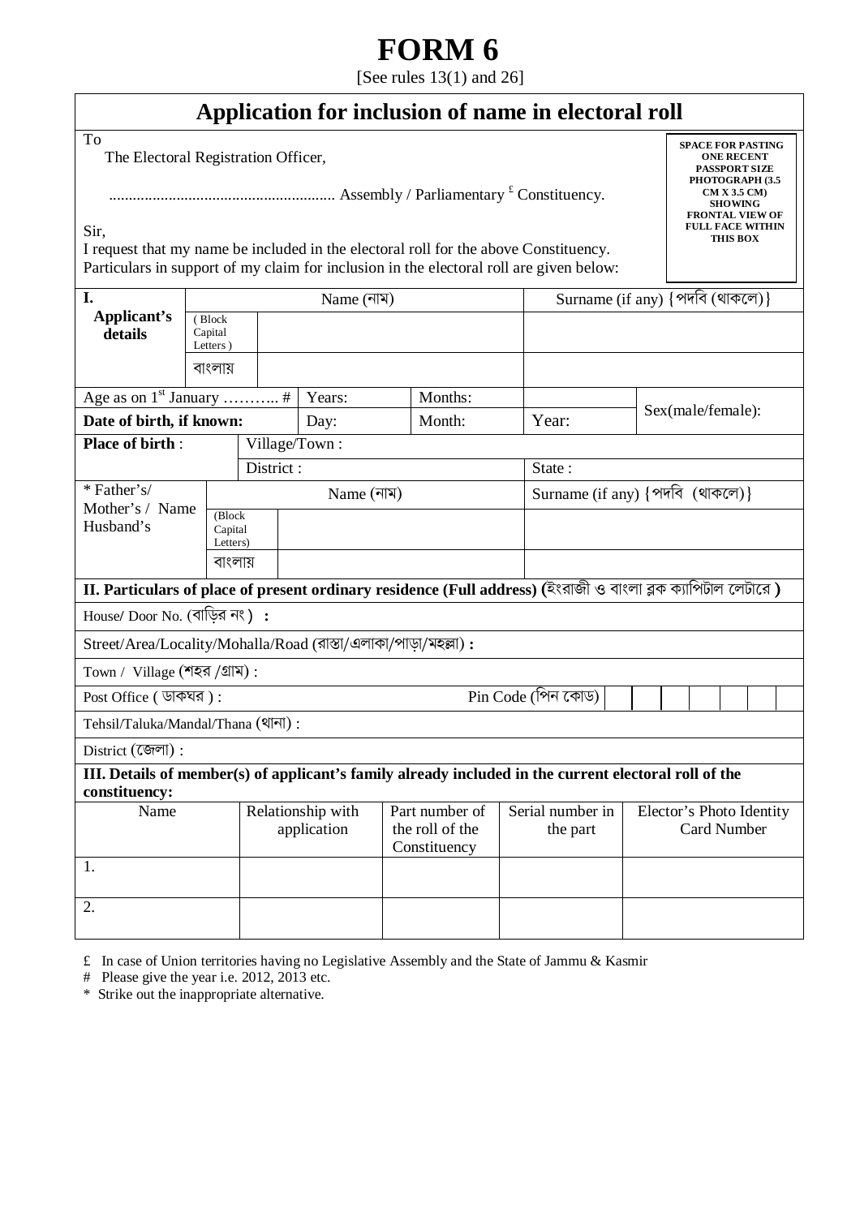# FORM 6

[See rules 13(1) and 26]

## Application for inclusion of name in electoral roll

To

The Electoral Registration Officer,

......................................................... Assembly / Parliamentary [£] Constituency.

SPACE FOR PASTING ONE RECENT PASSPORT SIZE PHOTOGRAPH (3.5 CM X 3.5 CM) SHOWING FRONTAL VIEW OF FULL FACE WITHIN THIS BOX

Sir,

I request that my name be included in the electoral roll for the above Constituency.
Particulars in support of my claim for inclusion in the electoral roll are given below:

| **I. Applicant's details** | | Name (নাম) | Surname (if any) {পদবি (থাকলে)} | |
|---|---|---|---|---|
| | ( Block Capital Letters ) | | | |
| | বাংলায় | | | |
| Age as on 1st January ……….. # | | Years: | Months: | Sex(male/female): |
| **Date of birth, if known:** | | Day: | Month: | Year: |
| **Place of birth** : | | Village/Town : | | |
| | | District : | State : | |
| * Father's/ Mother's / Name Husband's | | Name (নাম) | Surname (if any) {পদবি (থাকলে)} | |
| | (Block Capital Letters) | | | |
| | বাংলায় | | | |

**II. Particulars of place of present ordinary residence (Full address) (**ইংরাজী ও বাংলা ব্লক ক্যাপিটাল লেটারে **)**

House/ Door No. (বাড়ির নং) **:**

Street/Area/Locality/Mohalla/Road (রাস্তা/এলাকা/পাড়া/মহল্লা) **:**

Town / Village (শহর /গ্রাম) :

Post Office ( ডাকঘর ) : Pin Code (পিন কোড) | | | | | | |

Tehsil/Taluka/Mandal/Thana (থানা) :

District (জেলা) :

**III. Details of member(s) of applicant's family already included in the current electoral roll of the constituency:**

| Name | Relationship with application | Part number of the roll of the Constituency | Serial number in the part | Elector's Photo Identity Card Number |
|---|---|---|---|---|
| 1. | | | | |
| 2. | | | | |

£ In case of Union territories having no Legislative Assembly and the State of Jammu & Kasmir

\# Please give the year i.e. 2012, 2013 etc.

\* Strike out the inappropriate alternative.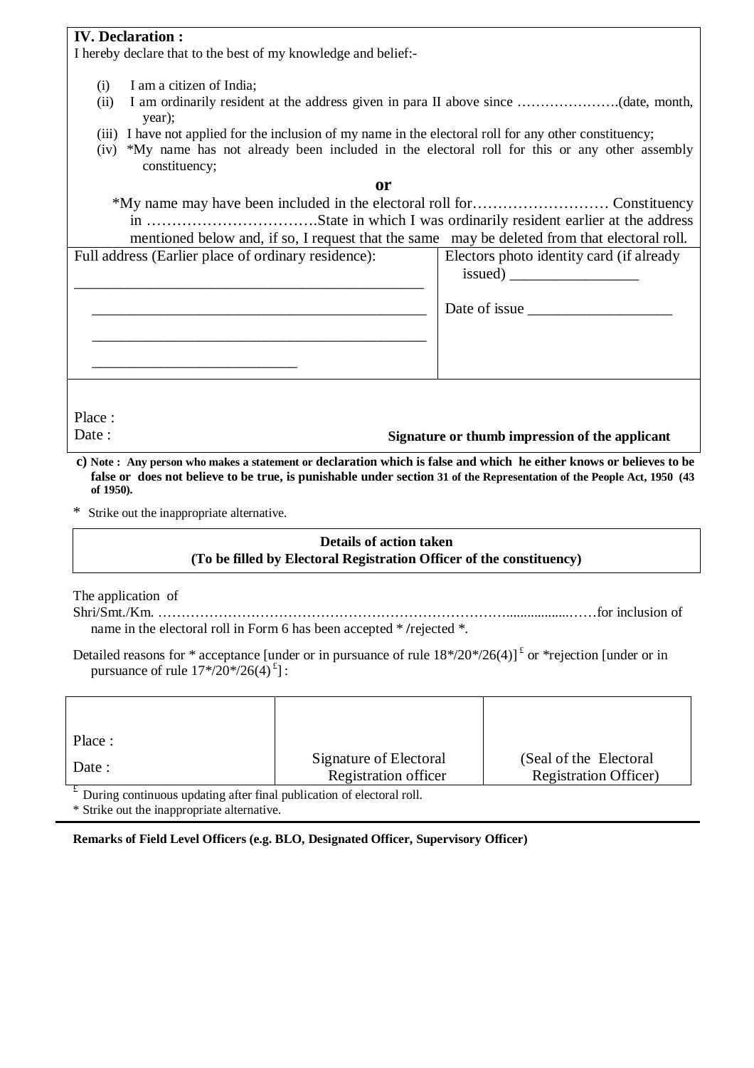## IV. Declaration :

I hereby declare that to the best of my knowledge and belief:-

(i) I am a citizen of India;

(ii) I am ordinarily resident at the address given in para II above since ………………….(date, month, year);

(iii) I have not applied for the inclusion of my name in the electoral roll for any other constituency;

(iv) *My name has not already been included in the electoral roll for this or any other assembly constituency;

**or**

*My name may have been included in the electoral roll for……………………… Constituency in …………………………….State in which I was ordinarily resident earlier at the address mentioned below and, if so, I request that the same may be deleted from that electoral roll.

| Full address (Earlier place of ordinary residence): | Electors photo identity card (if already issued) ________________ |
|---|---|
| ______________________________________________ | Date of issue __________________ |
| ______________________________________________ | |
| ______________________________________________ | |
| ___________________________ | |

Place :

Date :                                                                 **Signature or thumb impression of the applicant**

**c) Note : Any person who makes a statement or declaration which is false and which he either knows or believes to be false or does not believe to be true, is punishable under section 31 of the Representation of the People Act, 1950 (43 of 1950).**

* Strike out the inappropriate alternative.

**Details of action taken**
**(To be filled by Electoral Registration Officer of the constituency)**

The application of Shri/Smt./Km. ………………………………………………………………..................……for inclusion of name in the electoral roll in Form 6 has been accepted * /rejected *.

Detailed reasons for * acceptance [under or in pursuance of rule 18*/20*/26(4)] [£] or *rejection [under or in pursuance of rule 17*/20*/26(4) [£]] :

| Place : Date : | Signature of Electoral Registration officer | (Seal of the Electoral Registration Officer) |
|---|---|---|

[£] During continuous updating after final publication of electoral roll.

* Strike out the inappropriate alternative.

**Remarks of Field Level Officers (e.g. BLO, Designated Officer, Supervisory Officer)**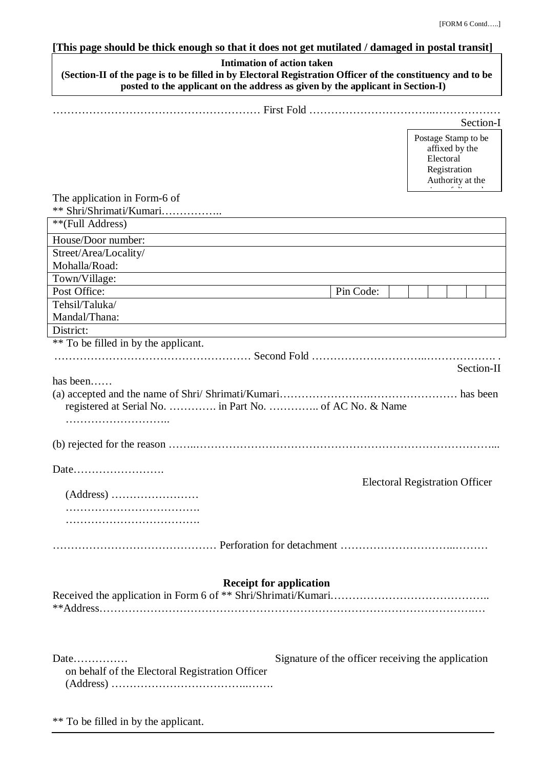[FORM 6 Contd…..]

**[This page should be thick enough so that it does not get mutilated / damaged in postal transit]**

**Intimation of action taken**
**(Section-II of the page is to be filled in by Electoral Registration Officer of the constituency and to be posted to the applicant on the address as given by the applicant in Section-I)**

………………………………………………… First Fold ……………………………..………………

Section-I

Postage Stamp to be affixed by the Electoral Registration Authority at the

The application in Form-6 of
** Shri/Shrimati/Kumari……………..

| **(Full Address) | | | | | | | | |
|---|---|---|---|---|---|---|---|---|
| House/Door number: | | | | | | | | |
| Street/Area/Locality/ Mohalla/Road: | | | | | | | | |
| Town/Village: | | | | | | | | |
| Post Office: | Pin Code: | | | | | | | |
| Tehsil/Taluka/ Mandal/Thana: | | | | | | | | |
| District: | | | | | | | | |

** To be filled in by the applicant.

……………………………………………… Second Fold …………………………..………………. .

Section-II

has been……

(a) accepted and the name of Shri/ Shrimati/Kumari…………………….…………………… has been registered at Serial No. …………. in Part No. ………….. of AC No. & Name ………………………..

(b) rejected for the reason ……..……………………………………………………………………...

Date…………………….

Electoral Registration Officer

(Address) ……………………
……………………………….
……………………………….

……………………………………… Perforation for detachment …………………………..………

**Receipt for application**

Received the application in Form 6 of ** Shri/Shrimati/Kumari……………………………………..
**Address…………………………………………………………………………………………….…

Date……………
on behalf of the Electoral Registration Officer
(Address) ………………………………..…….

Signature of the officer receiving the application

** To be filled in by the applicant.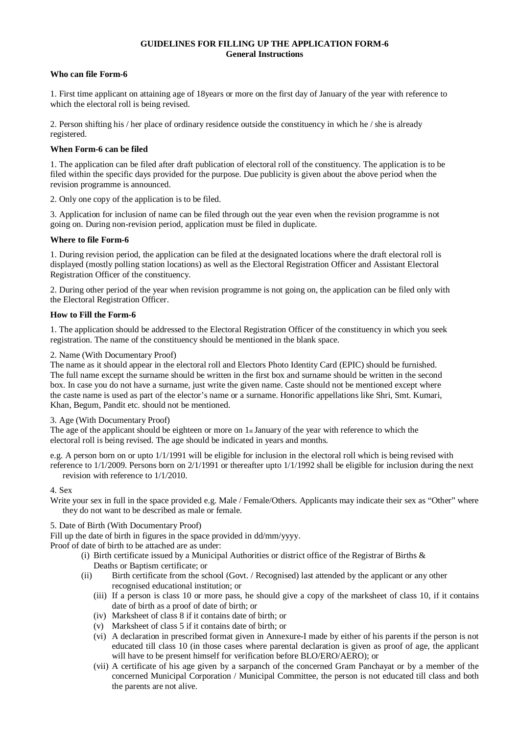## GUIDELINES FOR FILLING UP THE APPLICATION FORM-6
### General Instructions

**Who can file Form-6**

1. First time applicant on attaining age of 18years or more on the first day of January of the year with reference to which the electoral roll is being revised.

2. Person shifting his / her place of ordinary residence outside the constituency in which he / she is already registered.

**When Form-6 can be filed**

1. The application can be filed after draft publication of electoral roll of the constituency. The application is to be filed within the specific days provided for the purpose. Due publicity is given about the above period when the revision programme is announced.

2. Only one copy of the application is to be filed.

3. Application for inclusion of name can be filed through out the year even when the revision programme is not going on. During non-revision period, application must be filed in duplicate.

**Where to file Form-6**

1. During revision period, the application can be filed at the designated locations where the draft electoral roll is displayed (mostly polling station locations) as well as the Electoral Registration Officer and Assistant Electoral Registration Officer of the constituency.

2. During other period of the year when revision programme is not going on, the application can be filed only with the Electoral Registration Officer.

**How to Fill the Form-6**

1. The application should be addressed to the Electoral Registration Officer of the constituency in which you seek registration. The name of the constituency should be mentioned in the blank space.

2. Name (With Documentary Proof)
The name as it should appear in the electoral roll and Electors Photo Identity Card (EPIC) should be furnished. The full name except the surname should be written in the first box and surname should be written in the second box. In case you do not have a surname, just write the given name. Caste should not be mentioned except where the caste name is used as part of the elector's name or a surname. Honorific appellations like Shri, Smt. Kumari, Khan, Begum, Pandit etc. should not be mentioned.

3. Age (With Documentary Proof)
The age of the applicant should be eighteen or more on 1st January of the year with reference to which the electoral roll is being revised. The age should be indicated in years and months.

e.g. A person born on or upto 1/1/1991 will be eligible for inclusion in the electoral roll which is being revised with reference to 1/1/2009. Persons born on 2/1/1991 or thereafter upto 1/1/1992 shall be eligible for inclusion during the next revision with reference to 1/1/2010.

4. Sex
Write your sex in full in the space provided e.g. Male / Female/Others. Applicants may indicate their sex as "Other" where they do not want to be described as male or female.

5. Date of Birth (With Documentary Proof)
Fill up the date of birth in figures in the space provided in dd/mm/yyyy.
Proof of date of birth to be attached are as under:

- (i) Birth certificate issued by a Municipal Authorities or district office of the Registrar of Births & Deaths or Baptism certificate; or
- (ii) Birth certificate from the school (Govt. / Recognised) last attended by the applicant or any other recognised educational institution; or
- (iii) If a person is class 10 or more pass, he should give a copy of the marksheet of class 10, if it contains date of birth as a proof of date of birth; or
- (iv) Marksheet of class 8 if it contains date of birth; or
- (v) Marksheet of class 5 if it contains date of birth; or
- (vi) A declaration in prescribed format given in Annexure-I made by either of his parents if the person is not educated till class 10 (in those cases where parental declaration is given as proof of age, the applicant will have to be present himself for verification before BLO/ERO/AERO); or
- (vii) A certificate of his age given by a sarpanch of the concerned Gram Panchayat or by a member of the concerned Municipal Corporation / Municipal Committee, the person is not educated till class and both the parents are not alive.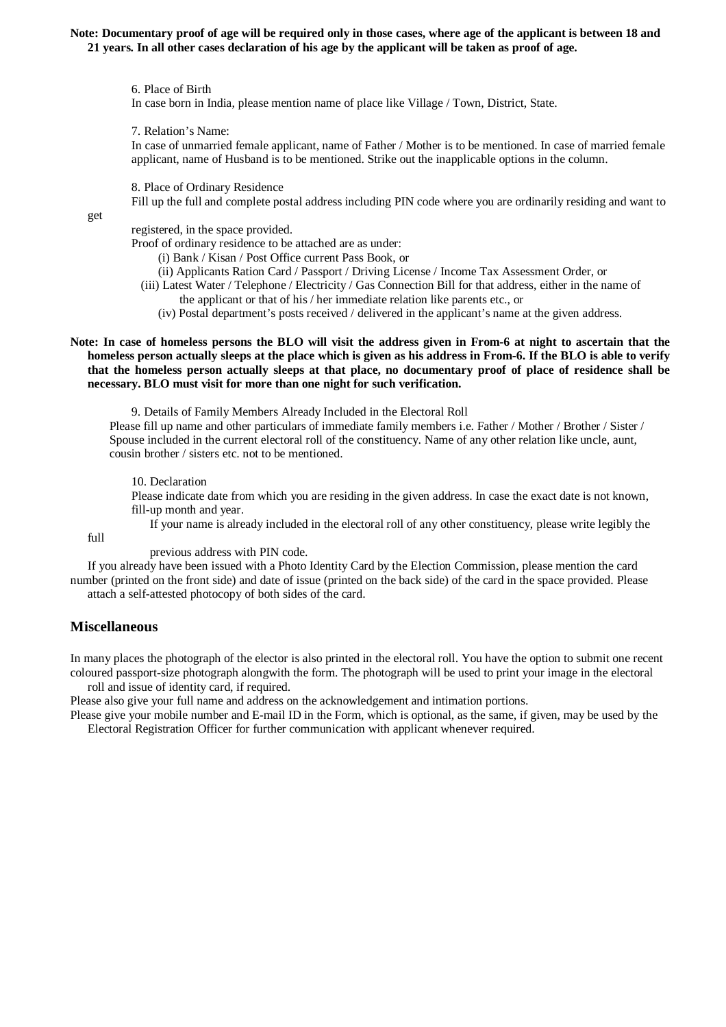**Note: Documentary proof of age will be required only in those cases, where age of the applicant is between 18 and 21 years. In all other cases declaration of his age by the applicant will be taken as proof of age.**

6. Place of Birth

In case born in India, please mention name of place like Village / Town, District, State.

7. Relation's Name:

In case of unmarried female applicant, name of Father / Mother is to be mentioned. In case of married female applicant, name of Husband is to be mentioned. Strike out the inapplicable options in the column.

8. Place of Ordinary Residence

Fill up the full and complete postal address including PIN code where you are ordinarily residing and want to get registered, in the space provided.

Proof of ordinary residence to be attached are as under:

- (i) Bank / Kisan / Post Office current Pass Book, or
- (ii) Applicants Ration Card / Passport / Driving License / Income Tax Assessment Order, or
- (iii) Latest Water / Telephone / Electricity / Gas Connection Bill for that address, either in the name of the applicant or that of his / her immediate relation like parents etc., or
- (iv) Postal department's posts received / delivered in the applicant's name at the given address.

**Note: In case of homeless persons the BLO will visit the address given in From-6 at night to ascertain that the homeless person actually sleeps at the place which is given as his address in From-6. If the BLO is able to verify that the homeless person actually sleeps at that place, no documentary proof of place of residence shall be necessary. BLO must visit for more than one night for such verification.**

9. Details of Family Members Already Included in the Electoral Roll

Please fill up name and other particulars of immediate family members i.e. Father / Mother / Brother / Sister / Spouse included in the current electoral roll of the constituency. Name of any other relation like uncle, aunt, cousin brother / sisters etc. not to be mentioned.

10. Declaration

Please indicate date from which you are residing in the given address. In case the exact date is not known, fill-up month and year.

If your name is already included in the electoral roll of any other constituency, please write legibly the full previous address with PIN code.

If you already have been issued with a Photo Identity Card by the Election Commission, please mention the card number (printed on the front side) and date of issue (printed on the back side) of the card in the space provided. Please attach a self-attested photocopy of both sides of the card.

## Miscellaneous

In many places the photograph of the elector is also printed in the electoral roll. You have the option to submit one recent coloured passport-size photograph alongwith the form. The photograph will be used to print your image in the electoral roll and issue of identity card, if required.

Please also give your full name and address on the acknowledgement and intimation portions.

Please give your mobile number and E-mail ID in the Form, which is optional, as the same, if given, may be used by the Electoral Registration Officer for further communication with applicant whenever required.